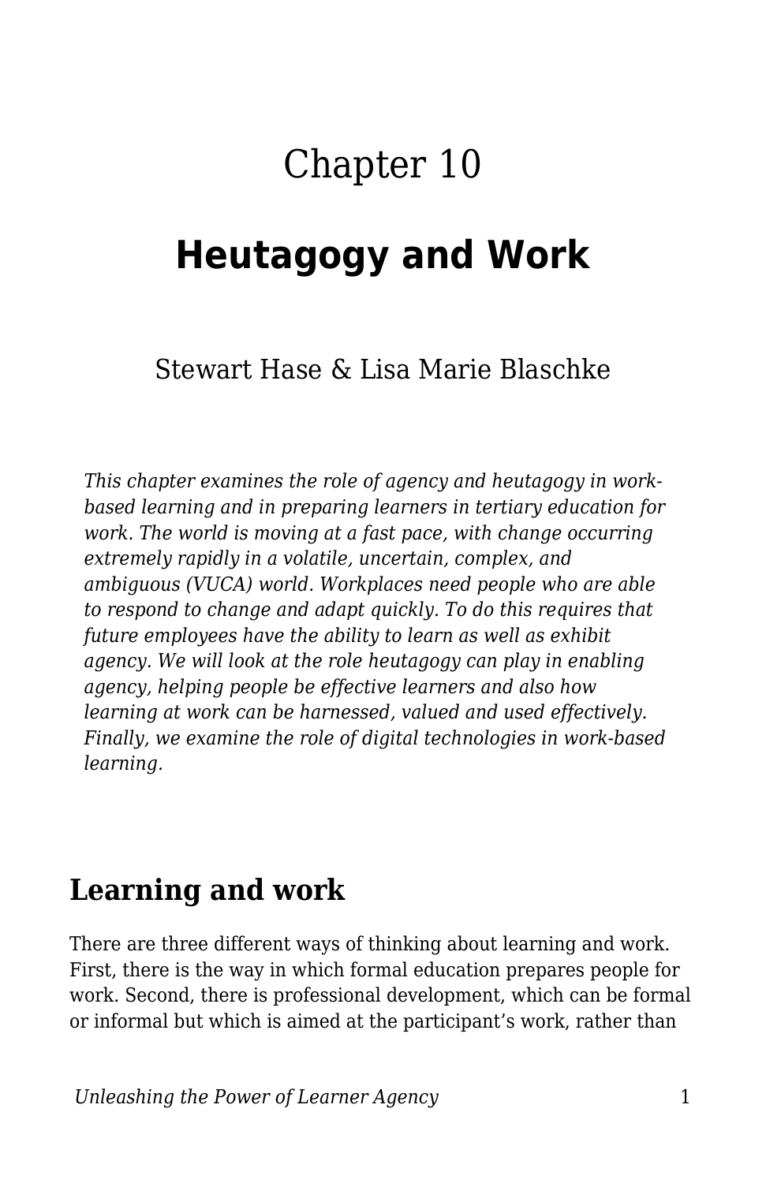# Chapter 10

# Heutagogy and Work

Stewart Hase & Lisa Marie Blaschke

*This chapter examines the role of agency and heutagogy in work-based learning and in preparing learners in tertiary education for work. The world is moving at a fast pace, with change occurring extremely rapidly in a volatile, uncertain, complex, and ambiguous (VUCA) world. Workplaces need people who are able to respond to change and adapt quickly. To do this requires that future employees have the ability to learn as well as exhibit agency. We will look at the role heutagogy can play in enabling agency, helping people be effective learners and also how learning at work can be harnessed, valued and used effectively. Finally, we examine the role of digital technologies in work-based learning.*

## Learning and work

There are three different ways of thinking about learning and work. First, there is the way in which formal education prepares people for work. Second, there is professional development, which can be formal or informal but which is aimed at the participant's work, rather than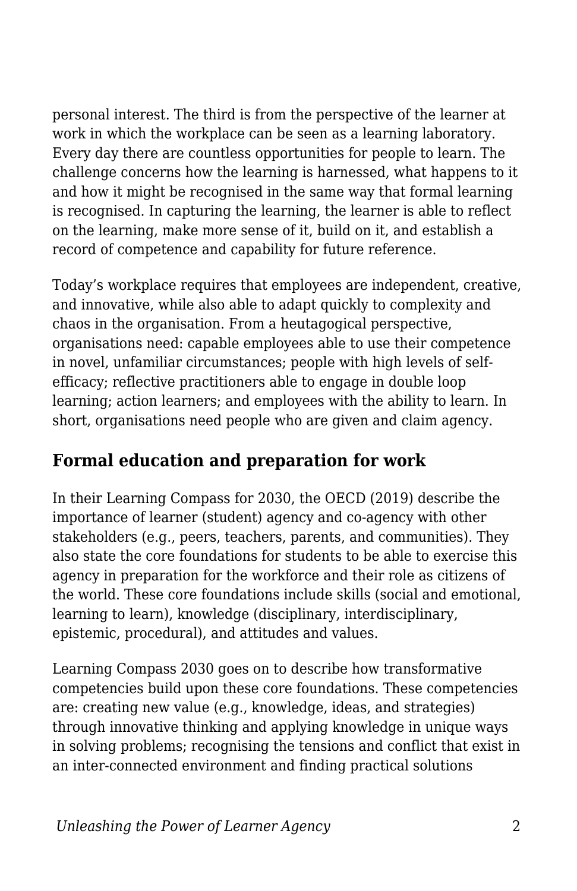personal interest. The third is from the perspective of the learner at work in which the workplace can be seen as a learning laboratory. Every day there are countless opportunities for people to learn. The challenge concerns how the learning is harnessed, what happens to it and how it might be recognised in the same way that formal learning is recognised. In capturing the learning, the learner is able to reflect on the learning, make more sense of it, build on it, and establish a record of competence and capability for future reference.

Today's workplace requires that employees are independent, creative, and innovative, while also able to adapt quickly to complexity and chaos in the organisation. From a heutagogical perspective, organisations need: capable employees able to use their competence in novel, unfamiliar circumstances; people with high levels of self-efficacy; reflective practitioners able to engage in double loop learning; action learners; and employees with the ability to learn. In short, organisations need people who are given and claim agency.

## Formal education and preparation for work

In their Learning Compass for 2030, the OECD (2019) describe the importance of learner (student) agency and co-agency with other stakeholders (e.g., peers, teachers, parents, and communities). They also state the core foundations for students to be able to exercise this agency in preparation for the workforce and their role as citizens of the world. These core foundations include skills (social and emotional, learning to learn), knowledge (disciplinary, interdisciplinary, epistemic, procedural), and attitudes and values.

Learning Compass 2030 goes on to describe how transformative competencies build upon these core foundations. These competencies are: creating new value (e.g., knowledge, ideas, and strategies) through innovative thinking and applying knowledge in unique ways in solving problems; recognising the tensions and conflict that exist in an inter-connected environment and finding practical solutions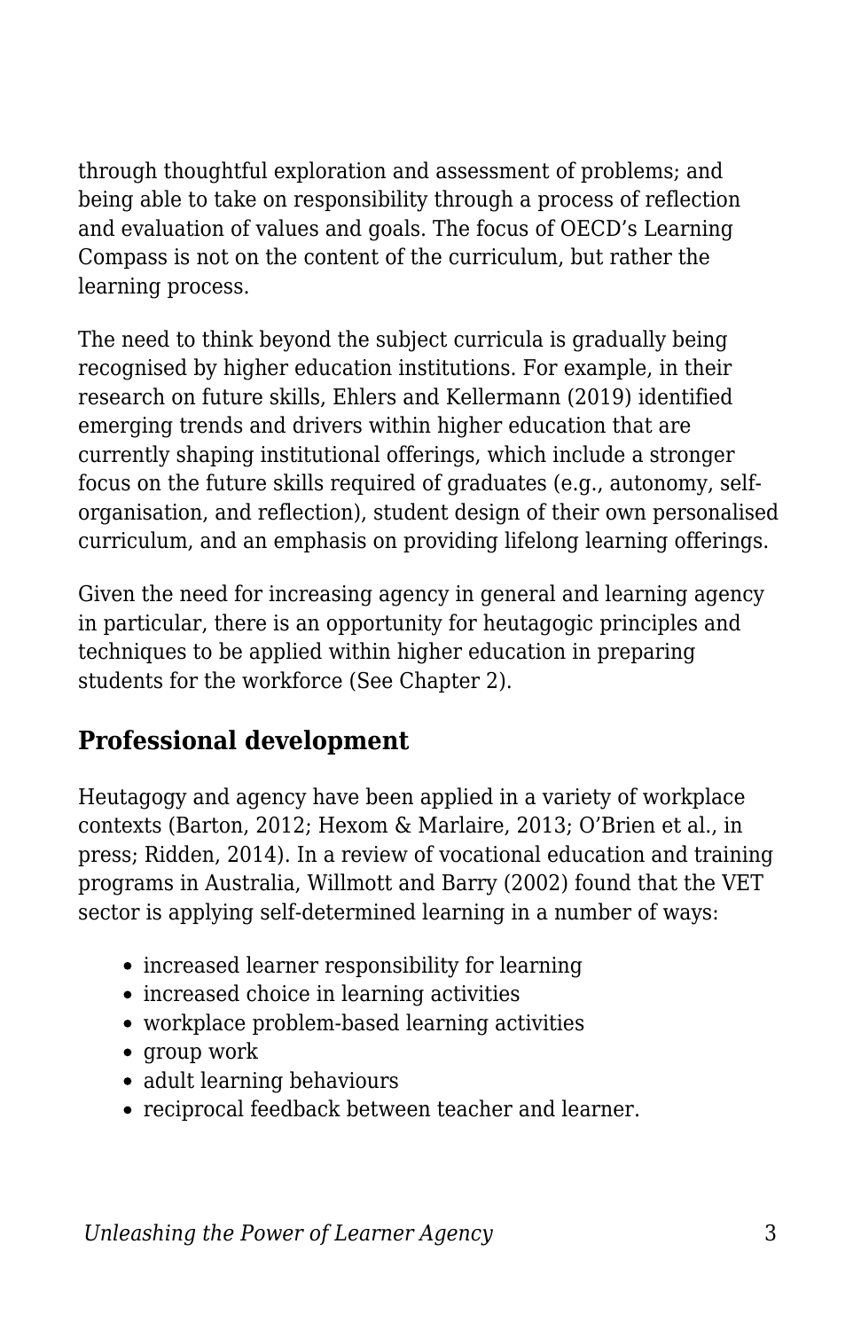through thoughtful exploration and assessment of problems; and being able to take on responsibility through a process of reflection and evaluation of values and goals. The focus of OECD's Learning Compass is not on the content of the curriculum, but rather the learning process.

The need to think beyond the subject curricula is gradually being recognised by higher education institutions. For example, in their research on future skills, Ehlers and Kellermann (2019) identified emerging trends and drivers within higher education that are currently shaping institutional offerings, which include a stronger focus on the future skills required of graduates (e.g., autonomy, self-organisation, and reflection), student design of their own personalised curriculum, and an emphasis on providing lifelong learning offerings.

Given the need for increasing agency in general and learning agency in particular, there is an opportunity for heutagogic principles and techniques to be applied within higher education in preparing students for the workforce (See Chapter 2).

## Professional development

Heutagogy and agency have been applied in a variety of workplace contexts (Barton, 2012; Hexom & Marlaire, 2013; O'Brien et al., in press; Ridden, 2014). In a review of vocational education and training programs in Australia, Willmott and Barry (2002) found that the VET sector is applying self-determined learning in a number of ways:

- increased learner responsibility for learning
- increased choice in learning activities
- workplace problem-based learning activities
- group work
- adult learning behaviours
- reciprocal feedback between teacher and learner.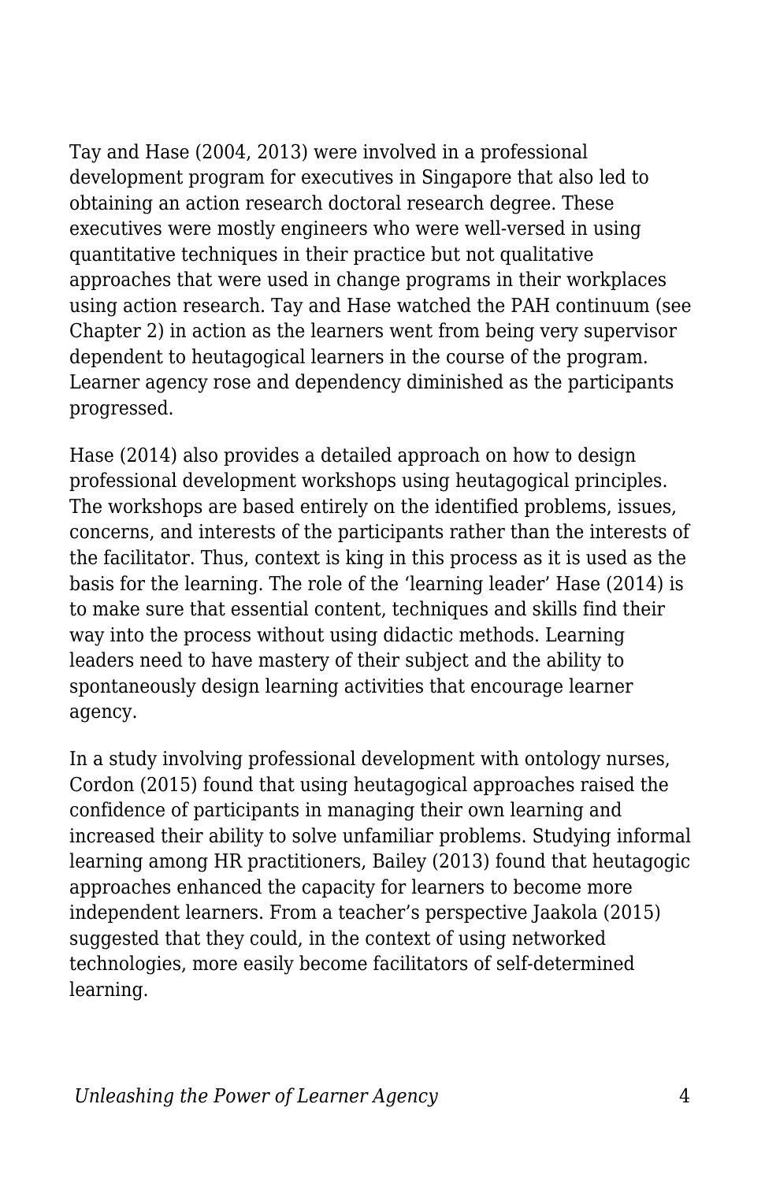Tay and Hase (2004, 2013) were involved in a professional development program for executives in Singapore that also led to obtaining an action research doctoral research degree. These executives were mostly engineers who were well-versed in using quantitative techniques in their practice but not qualitative approaches that were used in change programs in their workplaces using action research. Tay and Hase watched the PAH continuum (see Chapter 2) in action as the learners went from being very supervisor dependent to heutagogical learners in the course of the program. Learner agency rose and dependency diminished as the participants progressed.

Hase (2014) also provides a detailed approach on how to design professional development workshops using heutagogical principles. The workshops are based entirely on the identified problems, issues, concerns, and interests of the participants rather than the interests of the facilitator. Thus, context is king in this process as it is used as the basis for the learning. The role of the 'learning leader' Hase (2014) is to make sure that essential content, techniques and skills find their way into the process without using didactic methods. Learning leaders need to have mastery of their subject and the ability to spontaneously design learning activities that encourage learner agency.

In a study involving professional development with ontology nurses, Cordon (2015) found that using heutagogical approaches raised the confidence of participants in managing their own learning and increased their ability to solve unfamiliar problems. Studying informal learning among HR practitioners, Bailey (2013) found that heutagogic approaches enhanced the capacity for learners to become more independent learners. From a teacher's perspective Jaakola (2015) suggested that they could, in the context of using networked technologies, more easily become facilitators of self-determined learning.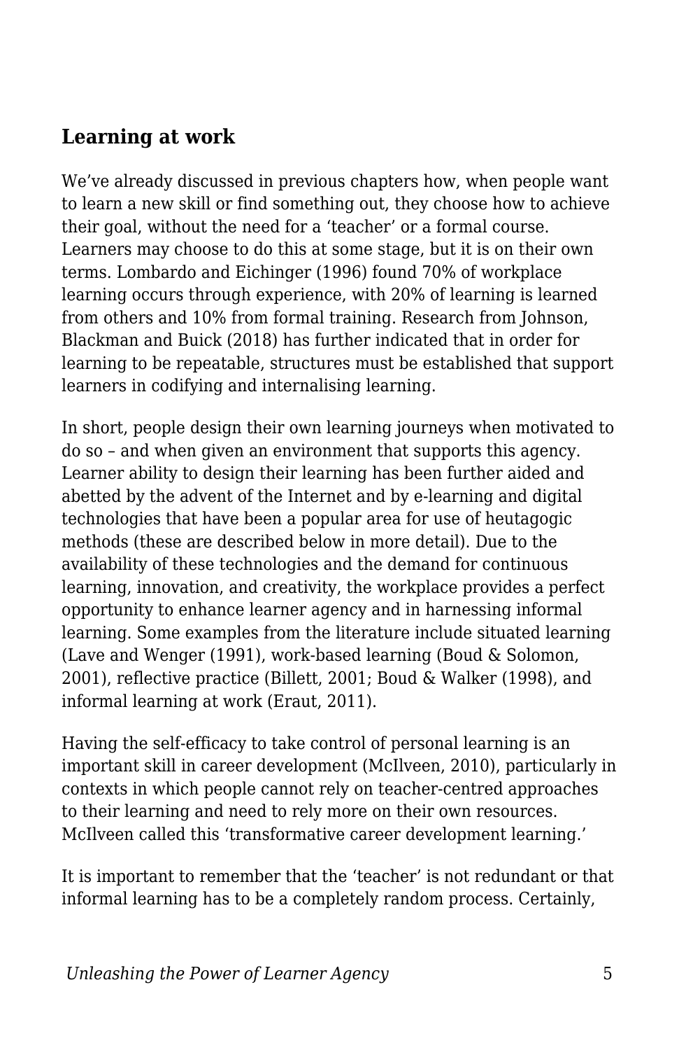### Learning at work

We've already discussed in previous chapters how, when people want to learn a new skill or find something out, they choose how to achieve their goal, without the need for a 'teacher' or a formal course. Learners may choose to do this at some stage, but it is on their own terms. Lombardo and Eichinger (1996) found 70% of workplace learning occurs through experience, with 20% of learning is learned from others and 10% from formal training. Research from Johnson, Blackman and Buick (2018) has further indicated that in order for learning to be repeatable, structures must be established that support learners in codifying and internalising learning.

In short, people design their own learning journeys when motivated to do so – and when given an environment that supports this agency. Learner ability to design their learning has been further aided and abetted by the advent of the Internet and by e-learning and digital technologies that have been a popular area for use of heutagogic methods (these are described below in more detail). Due to the availability of these technologies and the demand for continuous learning, innovation, and creativity, the workplace provides a perfect opportunity to enhance learner agency and in harnessing informal learning. Some examples from the literature include situated learning (Lave and Wenger (1991), work-based learning (Boud & Solomon, 2001), reflective practice (Billett, 2001; Boud & Walker (1998), and informal learning at work (Eraut, 2011).

Having the self-efficacy to take control of personal learning is an important skill in career development (McIlveen, 2010), particularly in contexts in which people cannot rely on teacher-centred approaches to their learning and need to rely more on their own resources. McIlveen called this 'transformative career development learning.'

It is important to remember that the 'teacher' is not redundant or that informal learning has to be a completely random process. Certainly,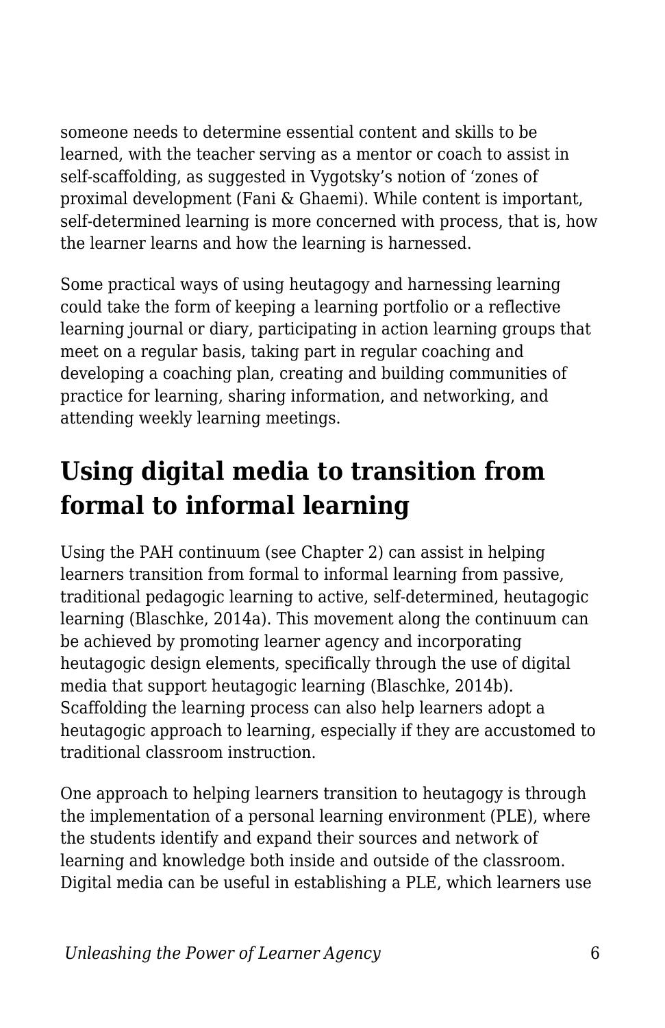someone needs to determine essential content and skills to be learned, with the teacher serving as a mentor or coach to assist in self-scaffolding, as suggested in Vygotsky's notion of 'zones of proximal development (Fani & Ghaemi). While content is important, self-determined learning is more concerned with process, that is, how the learner learns and how the learning is harnessed.

Some practical ways of using heutagogy and harnessing learning could take the form of keeping a learning portfolio or a reflective learning journal or diary, participating in action learning groups that meet on a regular basis, taking part in regular coaching and developing a coaching plan, creating and building communities of practice for learning, sharing information, and networking, and attending weekly learning meetings.

## Using digital media to transition from formal to informal learning

Using the PAH continuum (see Chapter 2) can assist in helping learners transition from formal to informal learning from passive, traditional pedagogic learning to active, self-determined, heutagogic learning (Blaschke, 2014a). This movement along the continuum can be achieved by promoting learner agency and incorporating heutagogic design elements, specifically through the use of digital media that support heutagogic learning (Blaschke, 2014b). Scaffolding the learning process can also help learners adopt a heutagogic approach to learning, especially if they are accustomed to traditional classroom instruction.

One approach to helping learners transition to heutagogy is through the implementation of a personal learning environment (PLE), where the students identify and expand their sources and network of learning and knowledge both inside and outside of the classroom. Digital media can be useful in establishing a PLE, which learners use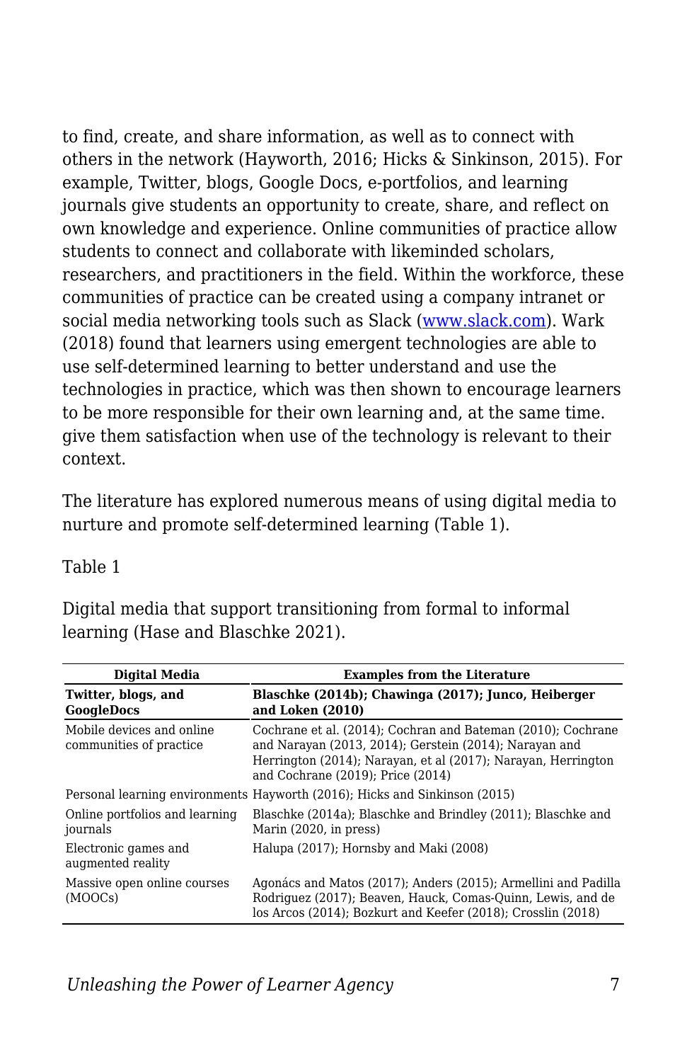to find, create, and share information, as well as to connect with others in the network (Hayworth, 2016; Hicks & Sinkinson, 2015). For example, Twitter, blogs, Google Docs, e-portfolios, and learning journals give students an opportunity to create, share, and reflect on own knowledge and experience. Online communities of practice allow students to connect and collaborate with likeminded scholars, researchers, and practitioners in the field. Within the workforce, these communities of practice can be created using a company intranet or social media networking tools such as Slack ([www.slack.com](http://www.slack.com)). Wark (2018) found that learners using emergent technologies are able to use self-determined learning to better understand and use the technologies in practice, which was then shown to encourage learners to be more responsible for their own learning and, at the same time. give them satisfaction when use of the technology is relevant to their context.

The literature has explored numerous means of using digital media to nurture and promote self-determined learning (Table 1).

Table 1

Digital media that support transitioning from formal to informal learning (Hase and Blaschke 2021).

| Digital Media | Examples from the Literature |
|---|---|
| **Twitter, blogs, and GoogleDocs** | **Blaschke (2014b); Chawinga (2017); Junco, Heiberger and Loken (2010)** |
| Mobile devices and online communities of practice | Cochrane et al. (2014); Cochran and Bateman (2010); Cochrane and Narayan (2013, 2014); Gerstein (2014); Narayan and Herrington (2014); Narayan, et al (2017); Narayan, Herrington and Cochrane (2019); Price (2014) |
| Personal learning environments | Hayworth (2016); Hicks and Sinkinson (2015) |
| Online portfolios and learning journals | Blaschke (2014a); Blaschke and Brindley (2011); Blaschke and Marin (2020, in press) |
| Electronic games and augmented reality | Halupa (2017); Hornsby and Maki (2008) |
| Massive open online courses (MOOCs) | Agonács and Matos (2017); Anders (2015); Armellini and Padilla Rodriguez (2017); Beaven, Hauck, Comas-Quinn, Lewis, and de los Arcos (2014); Bozkurt and Keefer (2018); Crosslin (2018) |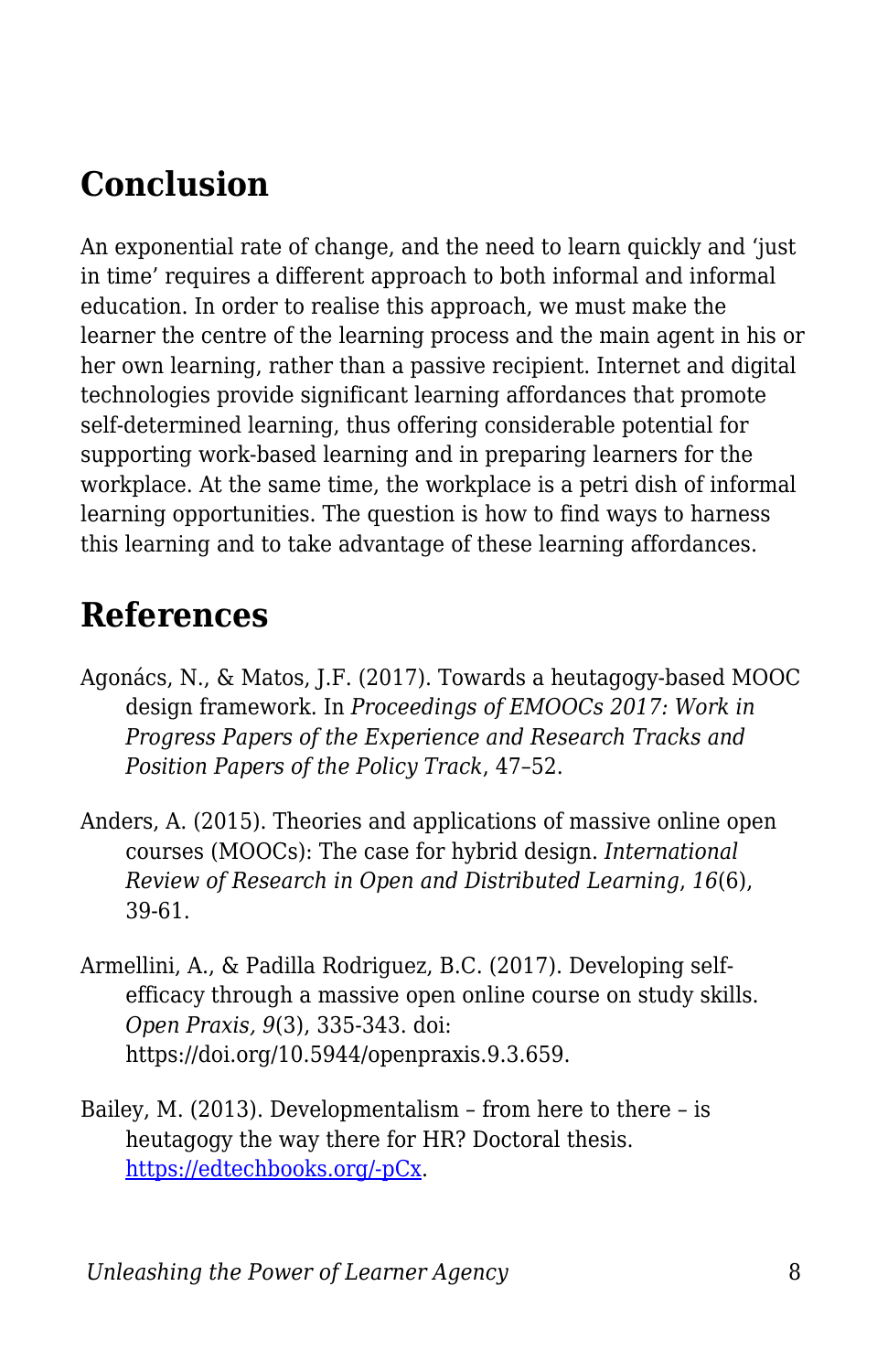## Conclusion

An exponential rate of change, and the need to learn quickly and 'just in time' requires a different approach to both informal and informal education. In order to realise this approach, we must make the learner the centre of the learning process and the main agent in his or her own learning, rather than a passive recipient. Internet and digital technologies provide significant learning affordances that promote self-determined learning, thus offering considerable potential for supporting work-based learning and in preparing learners for the workplace. At the same time, the workplace is a petri dish of informal learning opportunities. The question is how to find ways to harness this learning and to take advantage of these learning affordances.

## References

Agonács, N., & Matos, J.F. (2017). Towards a heutagogy-based MOOC design framework. In *Proceedings of EMOOCs 2017: Work in Progress Papers of the Experience and Research Tracks and Position Papers of the Policy Track*, 47–52.

Anders, A. (2015). Theories and applications of massive online open courses (MOOCs): The case for hybrid design. *International Review of Research in Open and Distributed Learning*, *16*(6), 39-61.

Armellini, A., & Padilla Rodriguez, B.C. (2017). Developing self-efficacy through a massive open online course on study skills. *Open Praxis, 9*(3), 335-343. doi: https://doi.org/10.5944/openpraxis.9.3.659.

Bailey, M. (2013). Developmentalism – from here to there – is heutagogy the way there for HR? Doctoral thesis. [https://edtechbooks.org/-pCx](https://edtechbooks.org/-pCx).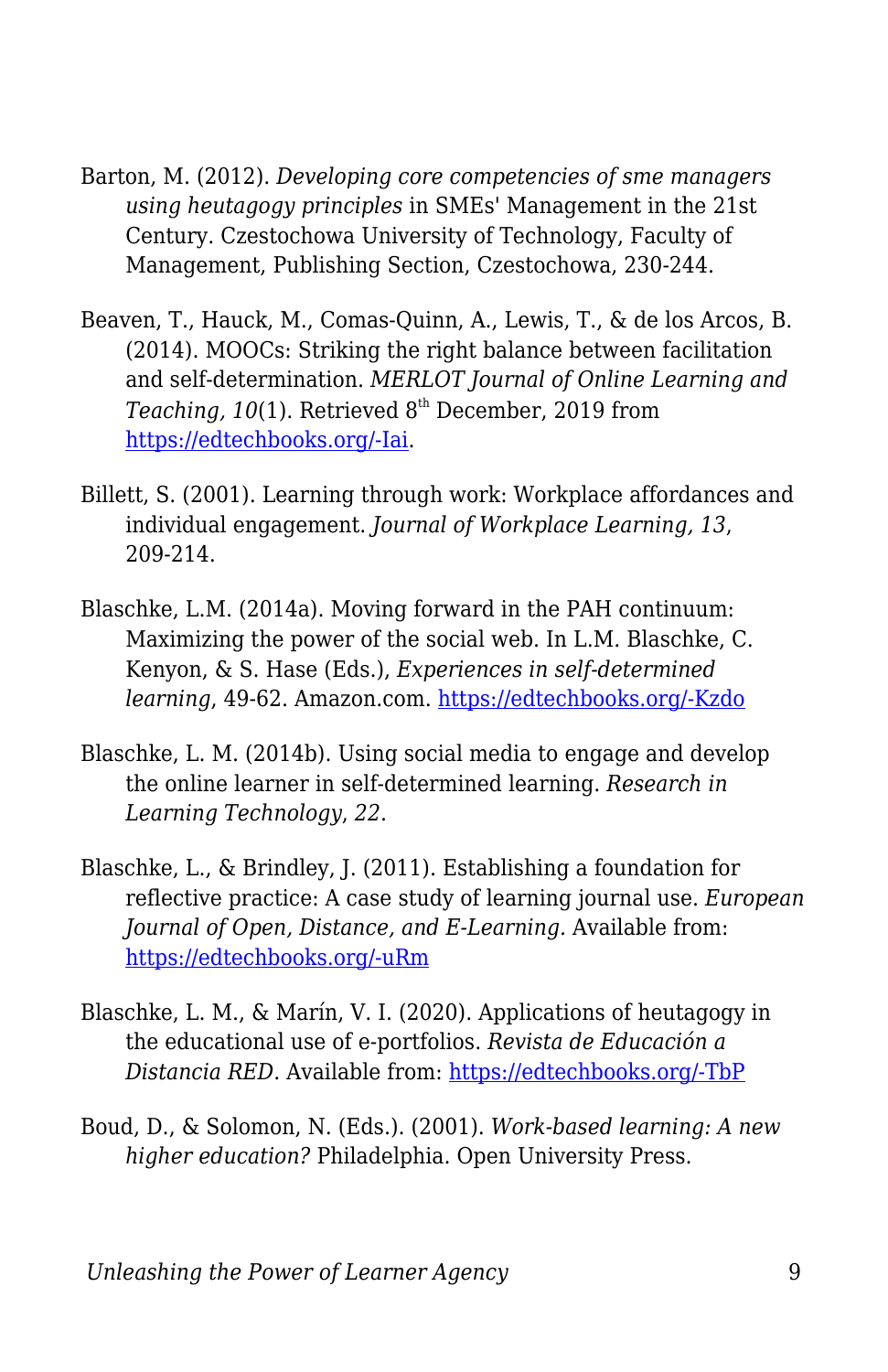Barton, M. (2012). *Developing core competencies of sme managers using heutagogy principles* in SMEs' Management in the 21st Century. Czestochowa University of Technology, Faculty of Management, Publishing Section, Czestochowa, 230-244.

Beaven, T., Hauck, M., Comas-Quinn, A., Lewis, T., & de los Arcos, B. (2014). MOOCs: Striking the right balance between facilitation and self-determination. *MERLOT Journal of Online Learning and Teaching, 10*(1). Retrieved 8th December, 2019 from [https://edtechbooks.org/-Iai](https://edtechbooks.org/-Iai).

Billett, S. (2001). Learning through work: Workplace affordances and individual engagement. *Journal of Workplace Learning, 13*, 209-214.

Blaschke, L.M. (2014a). Moving forward in the PAH continuum: Maximizing the power of the social web. In L.M. Blaschke, C. Kenyon, & S. Hase (Eds.), *Experiences in self-determined learning*, 49-62. Amazon.com. [https://edtechbooks.org/-Kzdo](https://edtechbooks.org/-Kzdo)

Blaschke, L. M. (2014b). Using social media to engage and develop the online learner in self-determined learning. *Research in Learning Technology, 22*.

Blaschke, L., & Brindley, J. (2011). Establishing a foundation for reflective practice: A case study of learning journal use. *European Journal of Open, Distance, and E-Learning*. Available from: [https://edtechbooks.org/-uRm](https://edtechbooks.org/-uRm)

Blaschke, L. M., & Marín, V. I. (2020). Applications of heutagogy in the educational use of e-portfolios. *Revista de Educación a Distancia RED*. Available from: [https://edtechbooks.org/-TbP](https://edtechbooks.org/-TbP)

Boud, D., & Solomon, N. (Eds.). (2001). *Work-based learning: A new higher education?* Philadelphia. Open University Press.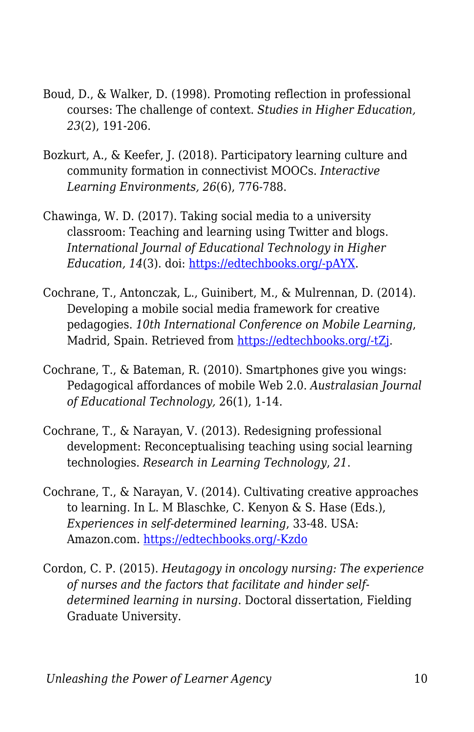Boud, D., & Walker, D. (1998). Promoting reflection in professional courses: The challenge of context. *Studies in Higher Education, 23*(2), 191-206.

Bozkurt, A., & Keefer, J. (2018). Participatory learning culture and community formation in connectivist MOOCs. *Interactive Learning Environments, 26*(6), 776-788.

Chawinga, W. D. (2017). Taking social media to a university classroom: Teaching and learning using Twitter and blogs. *International Journal of Educational Technology in Higher Education, 14*(3). doi: [https://edtechbooks.org/-pAYX](https://edtechbooks.org/-pAYX).

Cochrane, T., Antonczak, L., Guinibert, M., & Mulrennan, D. (2014). Developing a mobile social media framework for creative pedagogies. *10th International Conference on Mobile Learning*, Madrid, Spain. Retrieved from [https://edtechbooks.org/-tZj](https://edtechbooks.org/-tZj).

Cochrane, T., & Bateman, R. (2010). Smartphones give you wings: Pedagogical affordances of mobile Web 2.0. *Australasian Journal of Educational Technology,* 26(1), 1-14.

Cochrane, T., & Narayan, V. (2013). Redesigning professional development: Reconceptualising teaching using social learning technologies. *Research in Learning Technology*, *21*.

Cochrane, T., & Narayan, V. (2014). Cultivating creative approaches to learning. In L. M Blaschke, C. Kenyon & S. Hase (Eds.), *Experiences in self-determined learning*, 33-48. USA: Amazon.com. [https://edtechbooks.org/-Kzdo](https://edtechbooks.org/-Kzdo)

Cordon, C. P. (2015). *Heutagogy in oncology nursing: The experience of nurses and the factors that facilitate and hinder self-determined learning in nursing*. Doctoral dissertation, Fielding Graduate University.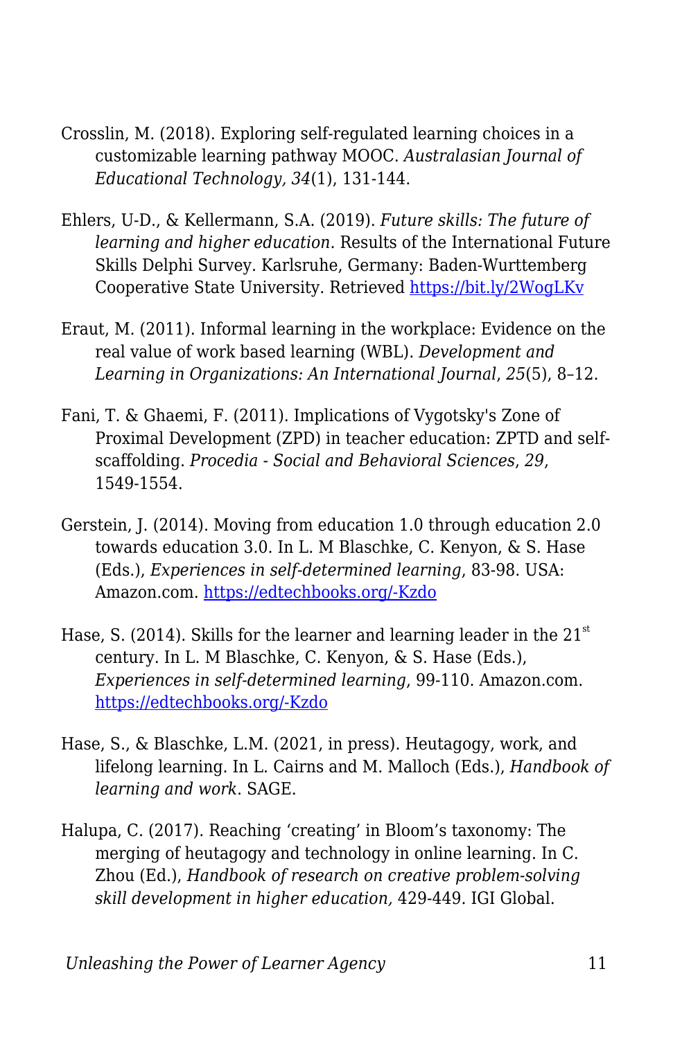Crosslin, M. (2018). Exploring self-regulated learning choices in a customizable learning pathway MOOC. *Australasian Journal of Educational Technology, 34*(1), 131-144.

Ehlers, U-D., & Kellermann, S.A. (2019). *Future skills: The future of learning and higher education.* Results of the International Future Skills Delphi Survey. Karlsruhe, Germany: Baden-Wurttemberg Cooperative State University. Retrieved [https://bit.ly/2WogLKv](https://bit.ly/2WogLKv)

Eraut, M. (2011). Informal learning in the workplace: Evidence on the real value of work based learning (WBL). *Development and Learning in Organizations: An International Journal*, *25*(5), 8–12.

Fani, T. & Ghaemi, F. (2011). Implications of Vygotsky's Zone of Proximal Development (ZPD) in teacher education: ZPTD and self-scaffolding. *Procedia - Social and Behavioral Sciences*, *29*, 1549-1554.

Gerstein, J. (2014). Moving from education 1.0 through education 2.0 towards education 3.0. In L. M Blaschke, C. Kenyon, & S. Hase (Eds.), *Experiences in self-determined learning*, 83-98. USA: Amazon.com. [https://edtechbooks.org/-Kzdo](https://edtechbooks.org/-Kzdo)

Hase, S. (2014). Skills for the learner and learning leader in the 21st century. In L. M Blaschke, C. Kenyon, & S. Hase (Eds.), *Experiences in self-determined learning*, 99-110. Amazon.com. [https://edtechbooks.org/-Kzdo](https://edtechbooks.org/-Kzdo)

Hase, S., & Blaschke, L.M. (2021, in press). Heutagogy, work, and lifelong learning. In L. Cairns and M. Malloch (Eds.), *Handbook of learning and work*. SAGE.

Halupa, C. (2017). Reaching 'creating' in Bloom's taxonomy: The merging of heutagogy and technology in online learning. In C. Zhou (Ed.), *Handbook of research on creative problem-solving skill development in higher education,* 429-449. IGI Global.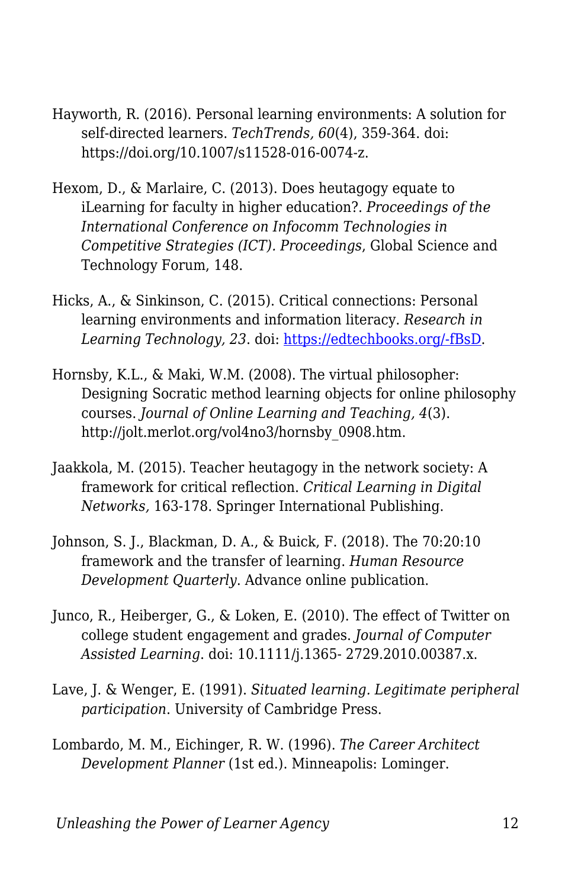Hayworth, R. (2016). Personal learning environments: A solution for self-directed learners. *TechTrends, 60*(4), 359-364. doi: https://doi.org/10.1007/s11528-016-0074-z.

Hexom, D., & Marlaire, C. (2013). Does heutagogy equate to iLearning for faculty in higher education?. *Proceedings of the International Conference on Infocomm Technologies in Competitive Strategies (ICT). Proceedings*, Global Science and Technology Forum, 148.

Hicks, A., & Sinkinson, C. (2015). Critical connections: Personal learning environments and information literacy. *Research in Learning Technology, 23*. doi: [https://edtechbooks.org/-fBsD](https://edtechbooks.org/-fBsD).

Hornsby, K.L., & Maki, W.M. (2008). The virtual philosopher: Designing Socratic method learning objects for online philosophy courses. *Journal of Online Learning and Teaching, 4*(3). http://jolt.merlot.org/vol4no3/hornsby_0908.htm.

Jaakkola, M. (2015). Teacher heutagogy in the network society: A framework for critical reflection. *Critical Learning in Digital Networks,* 163-178. Springer International Publishing.

Johnson, S. J., Blackman, D. A., & Buick, F. (2018). The 70:20:10 framework and the transfer of learning. *Human Resource Development Quarterly*. Advance online publication.

Junco, R., Heiberger, G., & Loken, E. (2010). The effect of Twitter on college student engagement and grades. *Journal of Computer Assisted Learning*. doi: 10.1111/j.1365- 2729.2010.00387.x.

Lave, J. & Wenger, E. (1991). *Situated learning. Legitimate peripheral participation*. University of Cambridge Press.

Lombardo, M. M., Eichinger, R. W. (1996). *The Career Architect Development Planner* (1st ed.). Minneapolis: Lominger.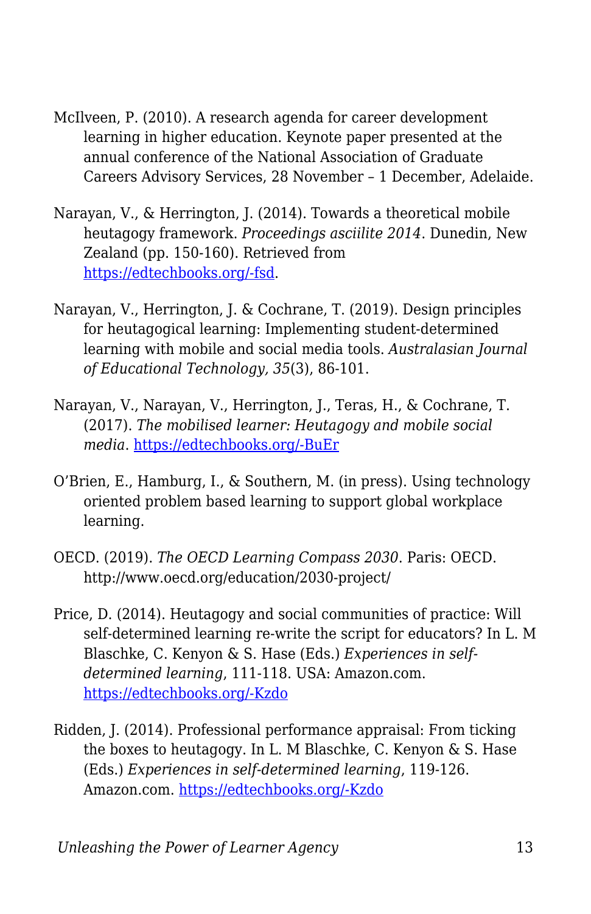McIlveen, P. (2010). A research agenda for career development learning in higher education. Keynote paper presented at the annual conference of the National Association of Graduate Careers Advisory Services, 28 November – 1 December, Adelaide.

Narayan, V., & Herrington, J. (2014). Towards a theoretical mobile heutagogy framework. *Proceedings asciilite 2014*. Dunedin, New Zealand (pp. 150-160). Retrieved from [https://edtechbooks.org/-fsd](https://edtechbooks.org/-fsd).

Narayan, V., Herrington, J. & Cochrane, T. (2019). Design principles for heutagogical learning: Implementing student-determined learning with mobile and social media tools. *Australasian Journal of Educational Technology, 35*(3), 86-101.

Narayan, V., Narayan, V., Herrington, J., Teras, H., & Cochrane, T. (2017). *The mobilised learner: Heutagogy and mobile social media*. [https://edtechbooks.org/-BuEr](https://edtechbooks.org/-BuEr)

O'Brien, E., Hamburg, I., & Southern, M. (in press). Using technology oriented problem based learning to support global workplace learning.

OECD. (2019). *The OECD Learning Compass 2030*. Paris: OECD. http://www.oecd.org/education/2030-project/

Price, D. (2014). Heutagogy and social communities of practice: Will self-determined learning re-write the script for educators? In L. M Blaschke, C. Kenyon & S. Hase (Eds.) *Experiences in self-determined learning*, 111-118. USA: Amazon.com. [https://edtechbooks.org/-Kzdo](https://edtechbooks.org/-Kzdo)

Ridden, J. (2014). Professional performance appraisal: From ticking the boxes to heutagogy. In L. M Blaschke, C. Kenyon & S. Hase (Eds.) *Experiences in self-determined learning*, 119-126. Amazon.com. [https://edtechbooks.org/-Kzdo](https://edtechbooks.org/-Kzdo)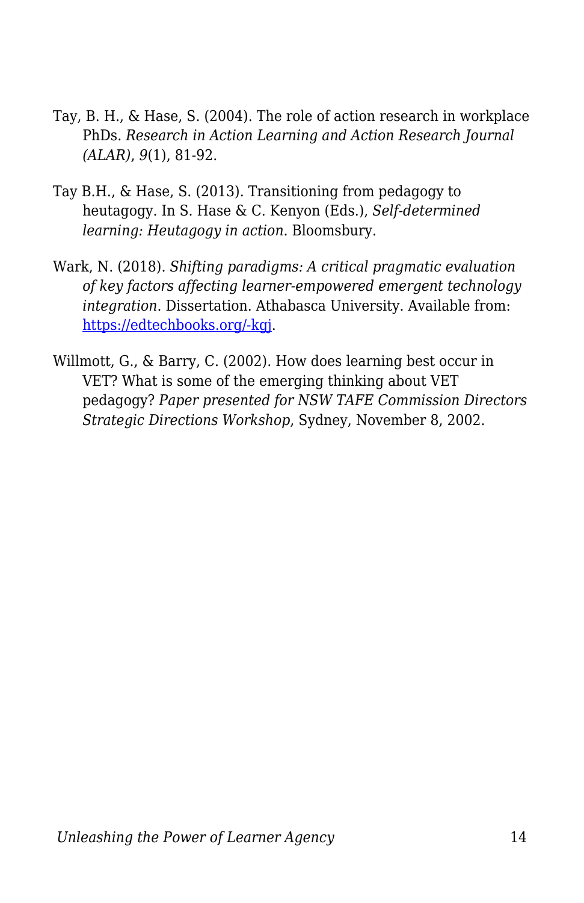Tay, B. H., & Hase, S. (2004). The role of action research in workplace PhDs. *Research in Action Learning and Action Research Journal (ALAR)*, *9*(1), 81-92.

Tay B.H., & Hase, S. (2013). Transitioning from pedagogy to heutagogy. In S. Hase & C. Kenyon (Eds.), *Self-determined learning: Heutagogy in action*. Bloomsbury.

Wark, N. (2018). *Shifting paradigms: A critical pragmatic evaluation of key factors affecting learner-empowered emergent technology integration*. Dissertation. Athabasca University. Available from: [https://edtechbooks.org/-kgj](https://edtechbooks.org/-kgj).

Willmott, G., & Barry, C. (2002). How does learning best occur in VET? What is some of the emerging thinking about VET pedagogy? *Paper presented for NSW TAFE Commission Directors Strategic Directions Workshop*, Sydney, November 8, 2002.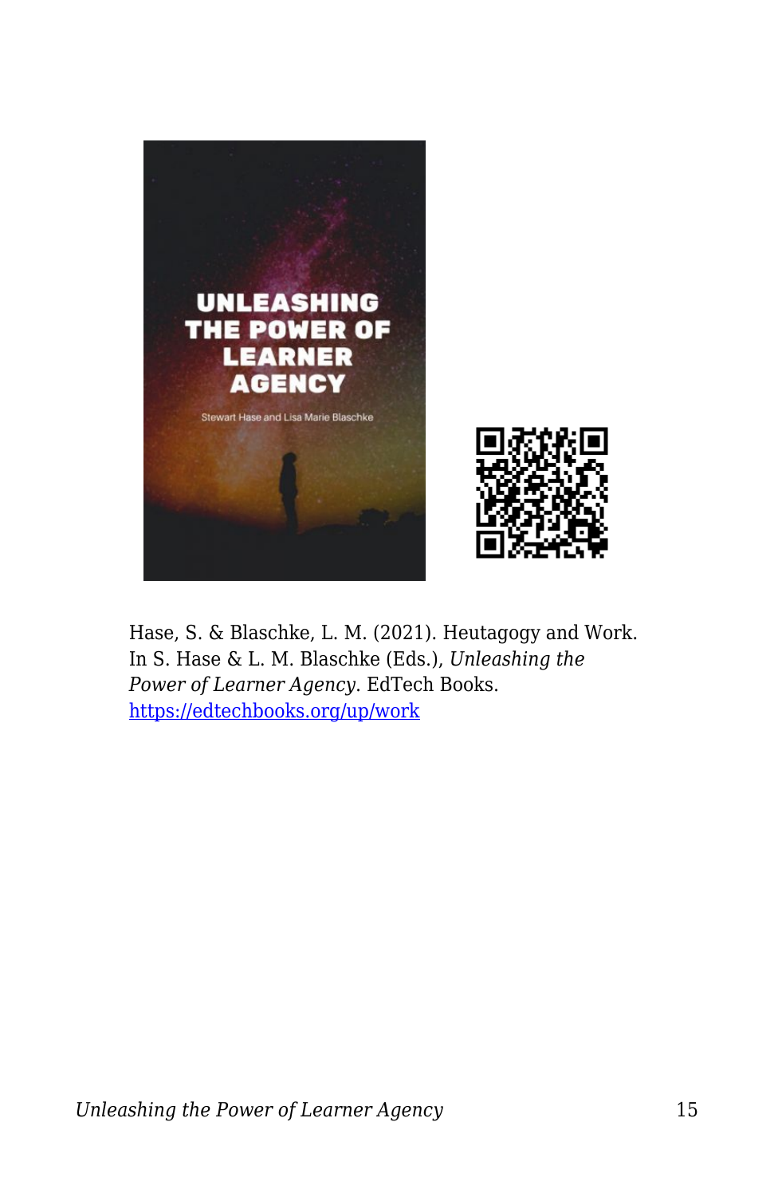Hase, S. & Blaschke, L. M. (2021). Heutagogy and Work. In S. Hase & L. M. Blaschke (Eds.), *Unleashing the Power of Learner Agency*. EdTech Books. https://edtechbooks.org/up/work